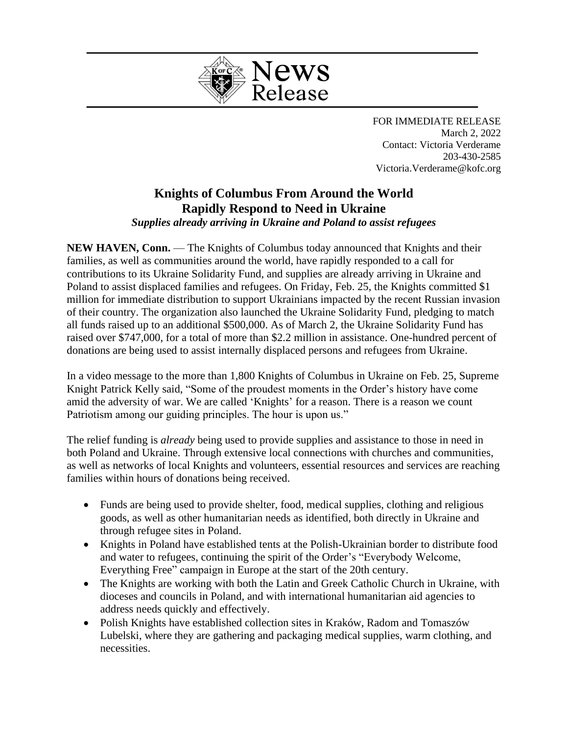# News Release

FOR IMMEDIATE RELEASE
March 2, 2022
Contact: Victoria Verderame
203-430-2585
Victoria.Verderame@kofc.org

## Knights of Columbus From Around the World Rapidly Respond to Need in Ukraine

***Supplies already arriving in Ukraine and Poland to assist refugees***

**NEW HAVEN, Conn.** — The Knights of Columbus today announced that Knights and their families, as well as communities around the world, have rapidly responded to a call for contributions to its Ukraine Solidarity Fund, and supplies are already arriving in Ukraine and Poland to assist displaced families and refugees. On Friday, Feb. 25, the Knights committed $1 million for immediate distribution to support Ukrainians impacted by the recent Russian invasion of their country. The organization also launched the Ukraine Solidarity Fund, pledging to match all funds raised up to an additional $500,000. As of March 2, the Ukraine Solidarity Fund has raised over $747,000, for a total of more than $2.2 million in assistance. One-hundred percent of donations are being used to assist internally displaced persons and refugees from Ukraine.

In a video message to the more than 1,800 Knights of Columbus in Ukraine on Feb. 25, Supreme Knight Patrick Kelly said, "Some of the proudest moments in the Order's history have come amid the adversity of war. We are called 'Knights' for a reason. There is a reason we count Patriotism among our guiding principles. The hour is upon us."

The relief funding is *already* being used to provide supplies and assistance to those in need in both Poland and Ukraine. Through extensive local connections with churches and communities, as well as networks of local Knights and volunteers, essential resources and services are reaching families within hours of donations being received.

- Funds are being used to provide shelter, food, medical supplies, clothing and religious goods, as well as other humanitarian needs as identified, both directly in Ukraine and through refugee sites in Poland.
- Knights in Poland have established tents at the Polish-Ukrainian border to distribute food and water to refugees, continuing the spirit of the Order's "Everybody Welcome, Everything Free" campaign in Europe at the start of the 20th century.
- The Knights are working with both the Latin and Greek Catholic Church in Ukraine, with dioceses and councils in Poland, and with international humanitarian aid agencies to address needs quickly and effectively.
- Polish Knights have established collection sites in Kraków, Radom and Tomaszów Lubelski, where they are gathering and packaging medical supplies, warm clothing, and necessities.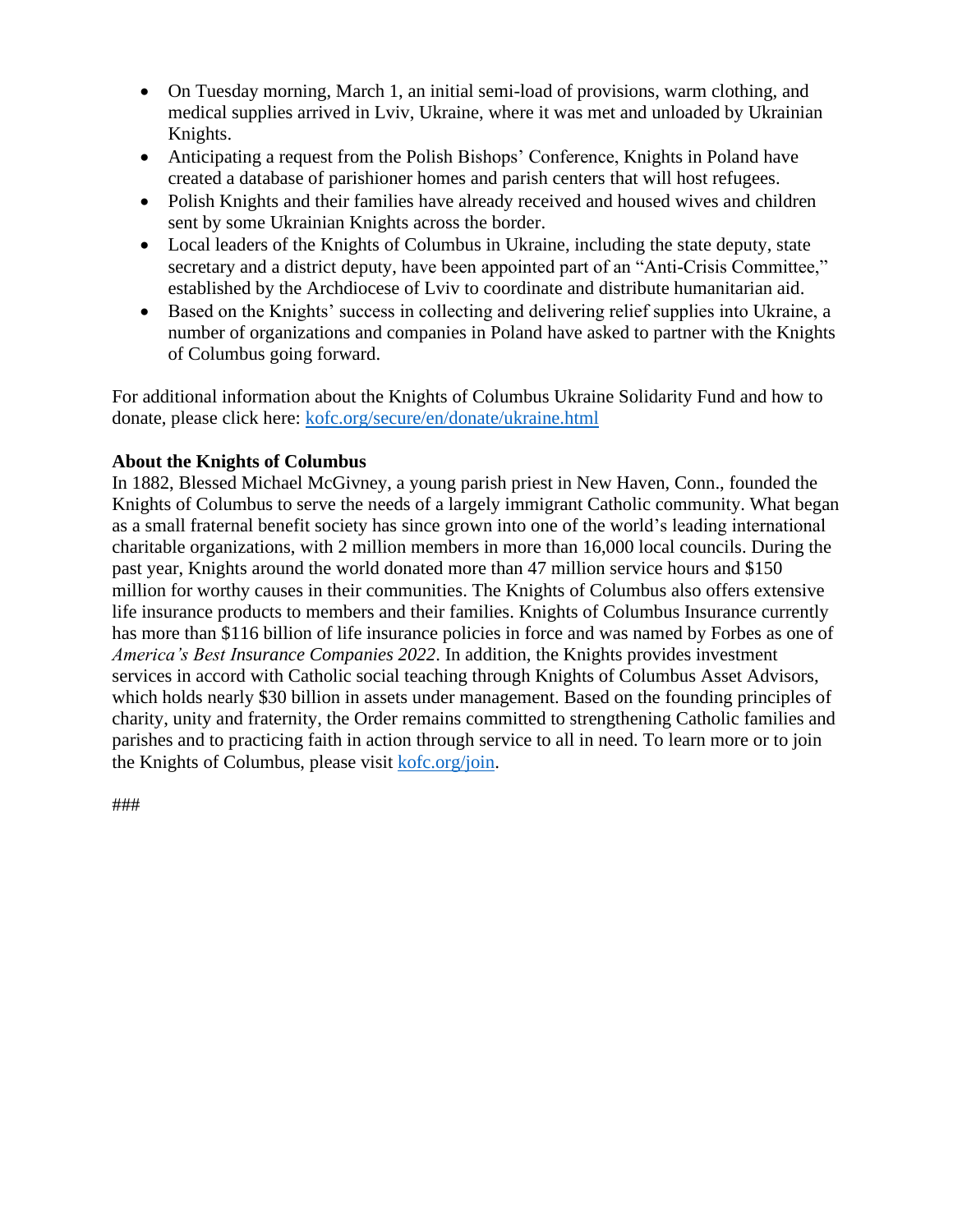- On Tuesday morning, March 1, an initial semi-load of provisions, warm clothing, and medical supplies arrived in Lviv, Ukraine, where it was met and unloaded by Ukrainian Knights.
- Anticipating a request from the Polish Bishops' Conference, Knights in Poland have created a database of parishioner homes and parish centers that will host refugees.
- Polish Knights and their families have already received and housed wives and children sent by some Ukrainian Knights across the border.
- Local leaders of the Knights of Columbus in Ukraine, including the state deputy, state secretary and a district deputy, have been appointed part of an "Anti-Crisis Committee," established by the Archdiocese of Lviv to coordinate and distribute humanitarian aid.
- Based on the Knights' success in collecting and delivering relief supplies into Ukraine, a number of organizations and companies in Poland have asked to partner with the Knights of Columbus going forward.

For additional information about the Knights of Columbus Ukraine Solidarity Fund and how to donate, please click here: [kofc.org/secure/en/donate/ukraine.html](kofc.org/secure/en/donate/ukraine.html)

**About the Knights of Columbus**
In 1882, Blessed Michael McGivney, a young parish priest in New Haven, Conn., founded the Knights of Columbus to serve the needs of a largely immigrant Catholic community. What began as a small fraternal benefit society has since grown into one of the world's leading international charitable organizations, with 2 million members in more than 16,000 local councils. During the past year, Knights around the world donated more than 47 million service hours and $150 million for worthy causes in their communities. The Knights of Columbus also offers extensive life insurance products to members and their families. Knights of Columbus Insurance currently has more than $116 billion of life insurance policies in force and was named by Forbes as one of *America's Best Insurance Companies 2022*. In addition, the Knights provides investment services in accord with Catholic social teaching through Knights of Columbus Asset Advisors, which holds nearly $30 billion in assets under management. Based on the founding principles of charity, unity and fraternity, the Order remains committed to strengthening Catholic families and parishes and to practicing faith in action through service to all in need. To learn more or to join the Knights of Columbus, please visit [kofc.org/join](kofc.org/join).

###